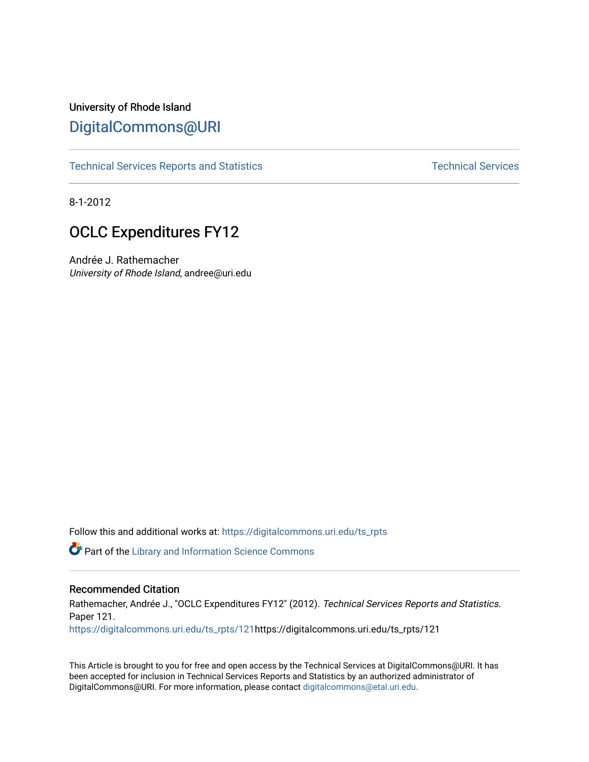University of Rhode Island

# DigitalCommons@URI

Technical Services Reports and Statistics | Technical Services

8-1-2012

## OCLC Expenditures FY12

Andrée J. Rathemacher
*University of Rhode Island*, andree@uri.edu

Follow this and additional works at: https://digitalcommons.uri.edu/ts_rpts

Part of the Library and Information Science Commons

### Recommended Citation

Rathemacher, Andrée J., "OCLC Expenditures FY12" (2012). *Technical Services Reports and Statistics.* Paper 121.
https://digitalcommons.uri.edu/ts_rpts/121https://digitalcommons.uri.edu/ts_rpts/121

This Article is brought to you for free and open access by the Technical Services at DigitalCommons@URI. It has been accepted for inclusion in Technical Services Reports and Statistics by an authorized administrator of DigitalCommons@URI. For more information, please contact digitalcommons@etal.uri.edu.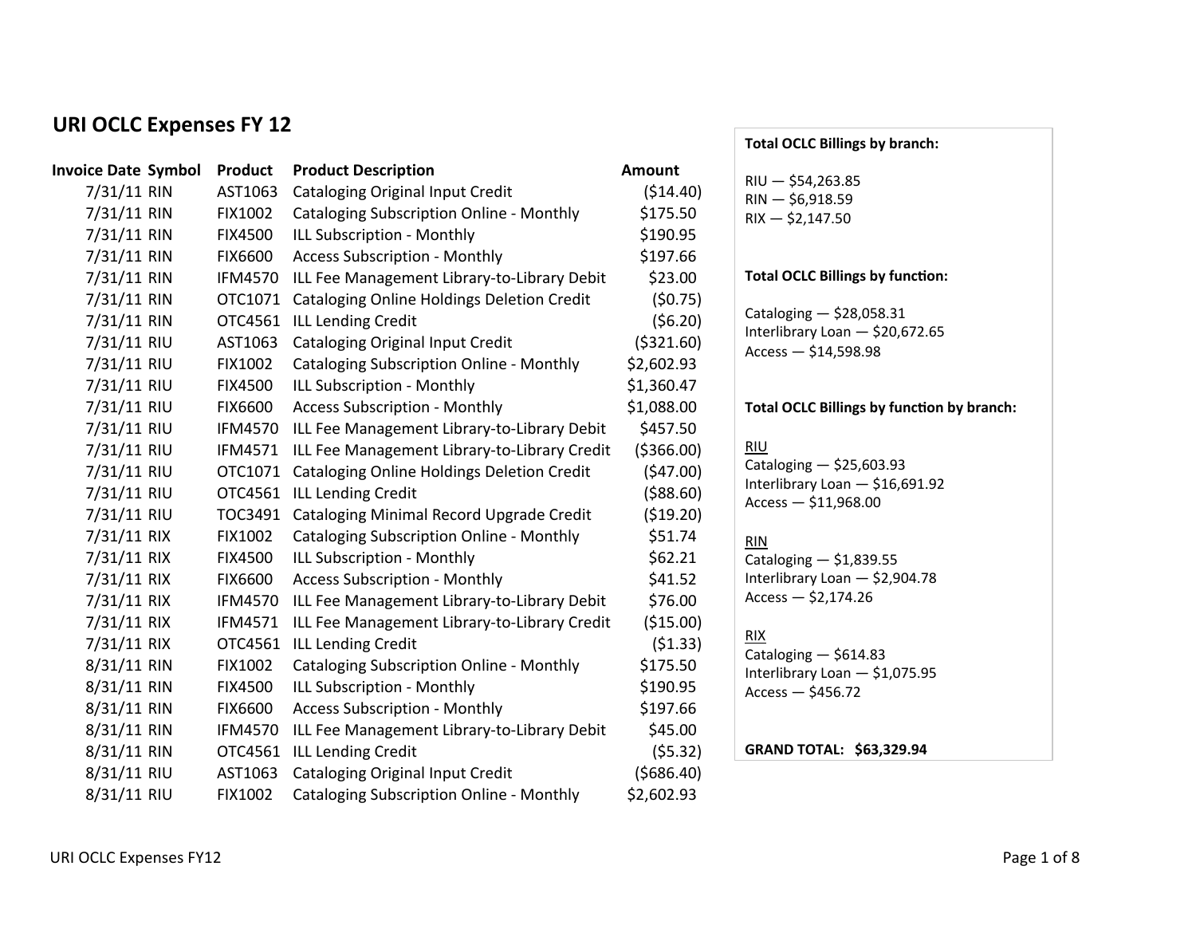# URI OCLC Expenses FY 12

| Invoice Date | Symbol | Product | Product Description | Amount |
|---|---|---|---|---|
| 7/31/11 | RIN | AST1063 | Cataloging Original Input Credit | ($14.40) |
| 7/31/11 | RIN | FIX1002 | Cataloging Subscription Online - Monthly | $175.50 |
| 7/31/11 | RIN | FIX4500 | ILL Subscription - Monthly | $190.95 |
| 7/31/11 | RIN | FIX6600 | Access Subscription - Monthly | $197.66 |
| 7/31/11 | RIN | IFM4570 | ILL Fee Management Library-to-Library Debit | $23.00 |
| 7/31/11 | RIN | OTC1071 | Cataloging Online Holdings Deletion Credit | ($0.75) |
| 7/31/11 | RIN | OTC4561 | ILL Lending Credit | ($6.20) |
| 7/31/11 | RIU | AST1063 | Cataloging Original Input Credit | ($321.60) |
| 7/31/11 | RIU | FIX1002 | Cataloging Subscription Online - Monthly | $2,602.93 |
| 7/31/11 | RIU | FIX4500 | ILL Subscription - Monthly | $1,360.47 |
| 7/31/11 | RIU | FIX6600 | Access Subscription - Monthly | $1,088.00 |
| 7/31/11 | RIU | IFM4570 | ILL Fee Management Library-to-Library Debit | $457.50 |
| 7/31/11 | RIU | IFM4571 | ILL Fee Management Library-to-Library Credit | ($366.00) |
| 7/31/11 | RIU | OTC1071 | Cataloging Online Holdings Deletion Credit | ($47.00) |
| 7/31/11 | RIU | OTC4561 | ILL Lending Credit | ($88.60) |
| 7/31/11 | RIU | TOC3491 | Cataloging Minimal Record Upgrade Credit | ($19.20) |
| 7/31/11 | RIX | FIX1002 | Cataloging Subscription Online - Monthly | $51.74 |
| 7/31/11 | RIX | FIX4500 | ILL Subscription - Monthly | $62.21 |
| 7/31/11 | RIX | FIX6600 | Access Subscription - Monthly | $41.52 |
| 7/31/11 | RIX | IFM4570 | ILL Fee Management Library-to-Library Debit | $76.00 |
| 7/31/11 | RIX | IFM4571 | ILL Fee Management Library-to-Library Credit | ($15.00) |
| 7/31/11 | RIX | OTC4561 | ILL Lending Credit | ($1.33) |
| 8/31/11 | RIN | FIX1002 | Cataloging Subscription Online - Monthly | $175.50 |
| 8/31/11 | RIN | FIX4500 | ILL Subscription - Monthly | $190.95 |
| 8/31/11 | RIN | FIX6600 | Access Subscription - Monthly | $197.66 |
| 8/31/11 | RIN | IFM4570 | ILL Fee Management Library-to-Library Debit | $45.00 |
| 8/31/11 | RIN | OTC4561 | ILL Lending Credit | ($5.32) |
| 8/31/11 | RIU | AST1063 | Cataloging Original Input Credit | ($686.40) |
| 8/31/11 | RIU | FIX1002 | Cataloging Subscription Online - Monthly | $2,602.93 |

**Total OCLC Billings by branch:**

RIU — $54,263.85
RIN — $6,918.59
RIX — $2,147.50

**Total OCLC Billings by function:**

Cataloging — $28,058.31
Interlibrary Loan — $20,672.65
Access — $14,598.98

**Total OCLC Billings by function by branch:**

RIU
Cataloging — $25,603.93
Interlibrary Loan — $16,691.92
Access — $11,968.00

RIN
Cataloging — $1,839.55
Interlibrary Loan — $2,904.78
Access — $2,174.26

RIX
Cataloging — $614.83
Interlibrary Loan — $1,075.95
Access — $456.72

**GRAND TOTAL: $63,329.94**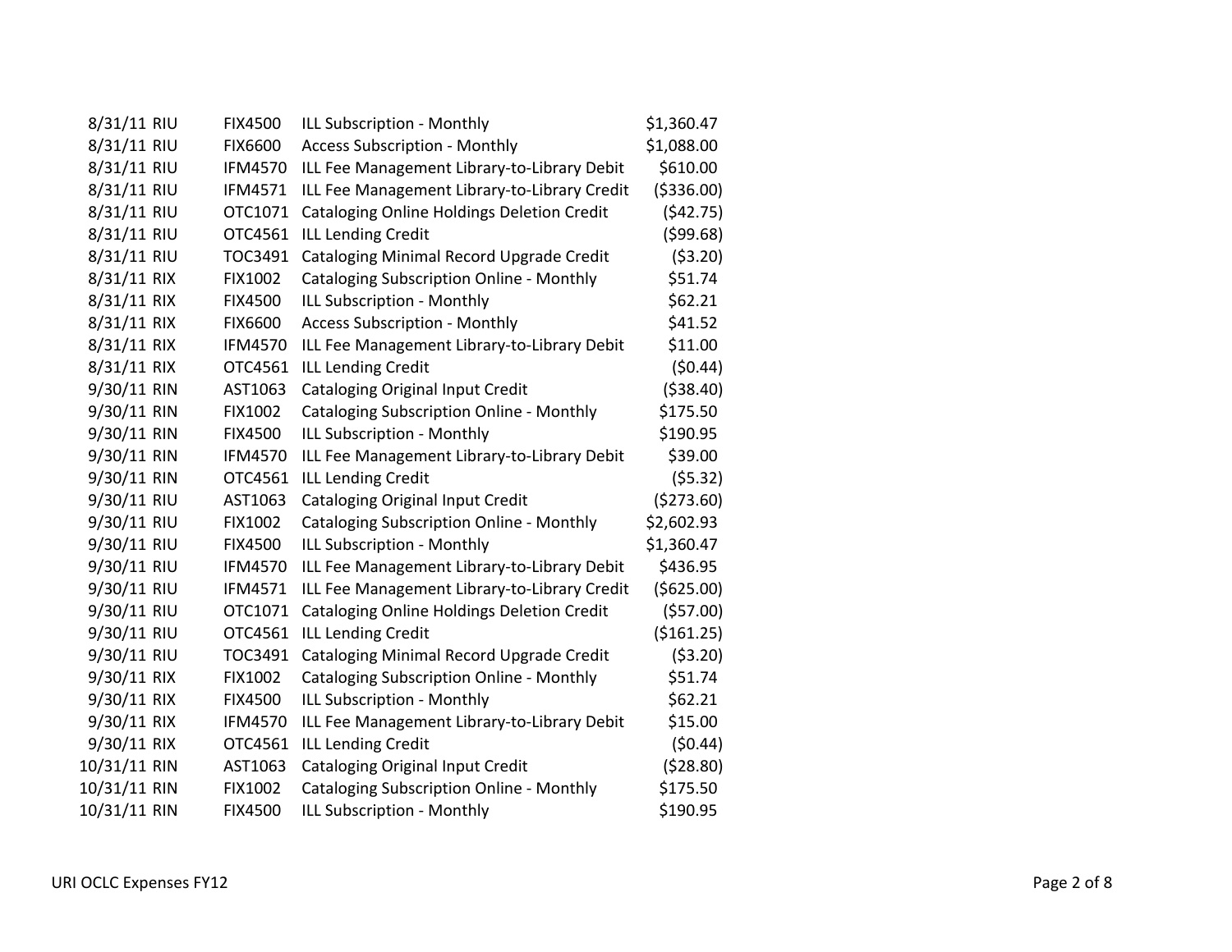| | | | | |
|---|---|---|---|---|
| 8/31/11 | RIU | FIX4500 | ILL Subscription - Monthly | $1,360.47 |
| 8/31/11 | RIU | FIX6600 | Access Subscription - Monthly | $1,088.00 |
| 8/31/11 | RIU | IFM4570 | ILL Fee Management Library-to-Library Debit | $610.00 |
| 8/31/11 | RIU | IFM4571 | ILL Fee Management Library-to-Library Credit | ($336.00) |
| 8/31/11 | RIU | OTC1071 | Cataloging Online Holdings Deletion Credit | ($42.75) |
| 8/31/11 | RIU | OTC4561 | ILL Lending Credit | ($99.68) |
| 8/31/11 | RIU | TOC3491 | Cataloging Minimal Record Upgrade Credit | ($3.20) |
| 8/31/11 | RIX | FIX1002 | Cataloging Subscription Online - Monthly | $51.74 |
| 8/31/11 | RIX | FIX4500 | ILL Subscription - Monthly | $62.21 |
| 8/31/11 | RIX | FIX6600 | Access Subscription - Monthly | $41.52 |
| 8/31/11 | RIX | IFM4570 | ILL Fee Management Library-to-Library Debit | $11.00 |
| 8/31/11 | RIX | OTC4561 | ILL Lending Credit | ($0.44) |
| 9/30/11 | RIN | AST1063 | Cataloging Original Input Credit | ($38.40) |
| 9/30/11 | RIN | FIX1002 | Cataloging Subscription Online - Monthly | $175.50 |
| 9/30/11 | RIN | FIX4500 | ILL Subscription - Monthly | $190.95 |
| 9/30/11 | RIN | IFM4570 | ILL Fee Management Library-to-Library Debit | $39.00 |
| 9/30/11 | RIN | OTC4561 | ILL Lending Credit | ($5.32) |
| 9/30/11 | RIU | AST1063 | Cataloging Original Input Credit | ($273.60) |
| 9/30/11 | RIU | FIX1002 | Cataloging Subscription Online - Monthly | $2,602.93 |
| 9/30/11 | RIU | FIX4500 | ILL Subscription - Monthly | $1,360.47 |
| 9/30/11 | RIU | IFM4570 | ILL Fee Management Library-to-Library Debit | $436.95 |
| 9/30/11 | RIU | IFM4571 | ILL Fee Management Library-to-Library Credit | ($625.00) |
| 9/30/11 | RIU | OTC1071 | Cataloging Online Holdings Deletion Credit | ($57.00) |
| 9/30/11 | RIU | OTC4561 | ILL Lending Credit | ($161.25) |
| 9/30/11 | RIU | TOC3491 | Cataloging Minimal Record Upgrade Credit | ($3.20) |
| 9/30/11 | RIX | FIX1002 | Cataloging Subscription Online - Monthly | $51.74 |
| 9/30/11 | RIX | FIX4500 | ILL Subscription - Monthly | $62.21 |
| 9/30/11 | RIX | IFM4570 | ILL Fee Management Library-to-Library Debit | $15.00 |
| 9/30/11 | RIX | OTC4561 | ILL Lending Credit | ($0.44) |
| 10/31/11 | RIN | AST1063 | Cataloging Original Input Credit | ($28.80) |
| 10/31/11 | RIN | FIX1002 | Cataloging Subscription Online - Monthly | $175.50 |
| 10/31/11 | RIN | FIX4500 | ILL Subscription - Monthly | $190.95 |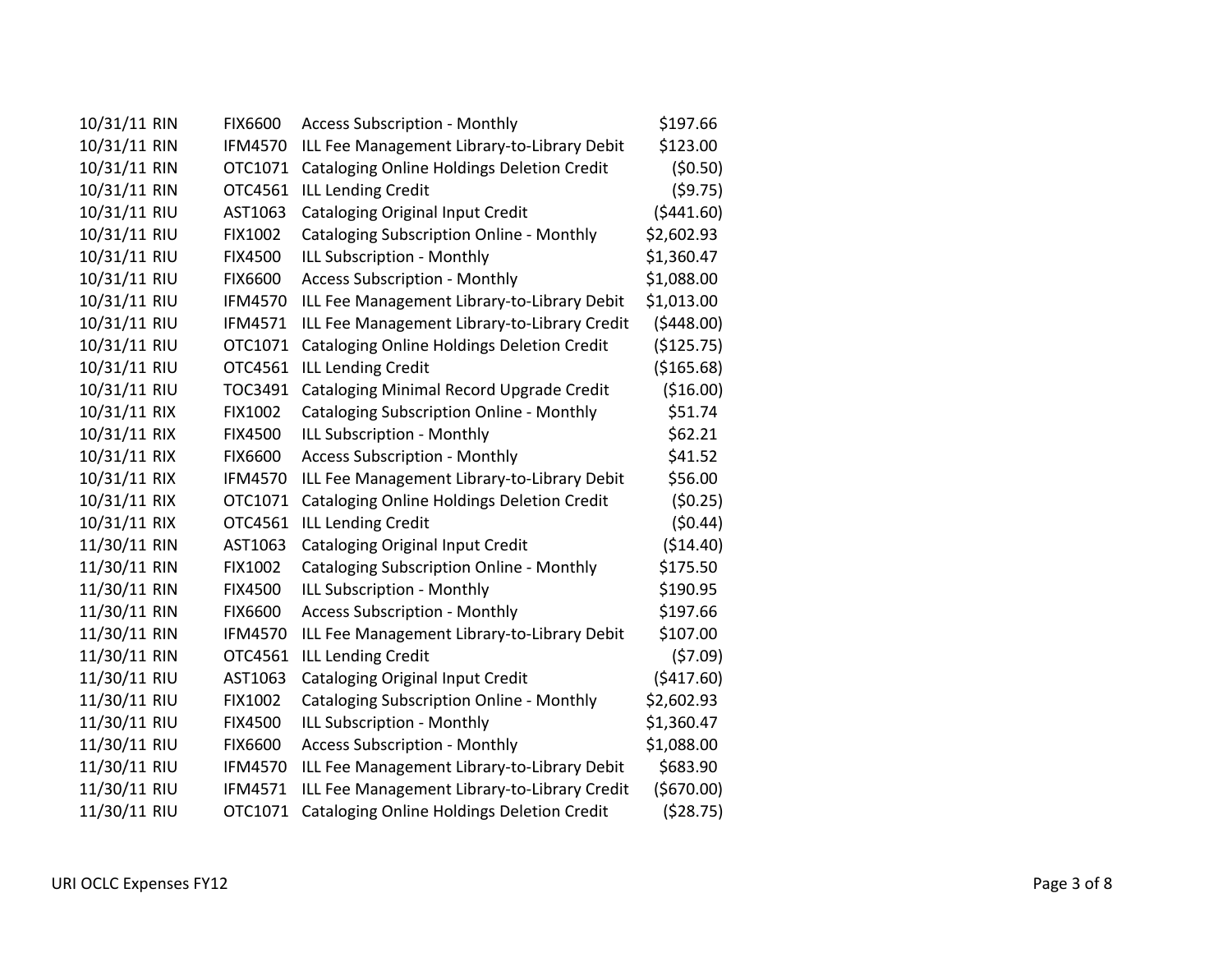| | | | | |
|---|---|---|---|---|
| 10/31/11 | RIN | FIX6600 | Access Subscription - Monthly | $197.66 |
| 10/31/11 | RIN | IFM4570 | ILL Fee Management Library-to-Library Debit | $123.00 |
| 10/31/11 | RIN | OTC1071 | Cataloging Online Holdings Deletion Credit | ($0.50) |
| 10/31/11 | RIN | OTC4561 | ILL Lending Credit | ($9.75) |
| 10/31/11 | RIU | AST1063 | Cataloging Original Input Credit | ($441.60) |
| 10/31/11 | RIU | FIX1002 | Cataloging Subscription Online - Monthly | $2,602.93 |
| 10/31/11 | RIU | FIX4500 | ILL Subscription - Monthly | $1,360.47 |
| 10/31/11 | RIU | FIX6600 | Access Subscription - Monthly | $1,088.00 |
| 10/31/11 | RIU | IFM4570 | ILL Fee Management Library-to-Library Debit | $1,013.00 |
| 10/31/11 | RIU | IFM4571 | ILL Fee Management Library-to-Library Credit | ($448.00) |
| 10/31/11 | RIU | OTC1071 | Cataloging Online Holdings Deletion Credit | ($125.75) |
| 10/31/11 | RIU | OTC4561 | ILL Lending Credit | ($165.68) |
| 10/31/11 | RIU | TOC3491 | Cataloging Minimal Record Upgrade Credit | ($16.00) |
| 10/31/11 | RIX | FIX1002 | Cataloging Subscription Online - Monthly | $51.74 |
| 10/31/11 | RIX | FIX4500 | ILL Subscription - Monthly | $62.21 |
| 10/31/11 | RIX | FIX6600 | Access Subscription - Monthly | $41.52 |
| 10/31/11 | RIX | IFM4570 | ILL Fee Management Library-to-Library Debit | $56.00 |
| 10/31/11 | RIX | OTC1071 | Cataloging Online Holdings Deletion Credit | ($0.25) |
| 10/31/11 | RIX | OTC4561 | ILL Lending Credit | ($0.44) |
| 11/30/11 | RIN | AST1063 | Cataloging Original Input Credit | ($14.40) |
| 11/30/11 | RIN | FIX1002 | Cataloging Subscription Online - Monthly | $175.50 |
| 11/30/11 | RIN | FIX4500 | ILL Subscription - Monthly | $190.95 |
| 11/30/11 | RIN | FIX6600 | Access Subscription - Monthly | $197.66 |
| 11/30/11 | RIN | IFM4570 | ILL Fee Management Library-to-Library Debit | $107.00 |
| 11/30/11 | RIN | OTC4561 | ILL Lending Credit | ($7.09) |
| 11/30/11 | RIU | AST1063 | Cataloging Original Input Credit | ($417.60) |
| 11/30/11 | RIU | FIX1002 | Cataloging Subscription Online - Monthly | $2,602.93 |
| 11/30/11 | RIU | FIX4500 | ILL Subscription - Monthly | $1,360.47 |
| 11/30/11 | RIU | FIX6600 | Access Subscription - Monthly | $1,088.00 |
| 11/30/11 | RIU | IFM4570 | ILL Fee Management Library-to-Library Debit | $683.90 |
| 11/30/11 | RIU | IFM4571 | ILL Fee Management Library-to-Library Credit | ($670.00) |
| 11/30/11 | RIU | OTC1071 | Cataloging Online Holdings Deletion Credit | ($28.75) |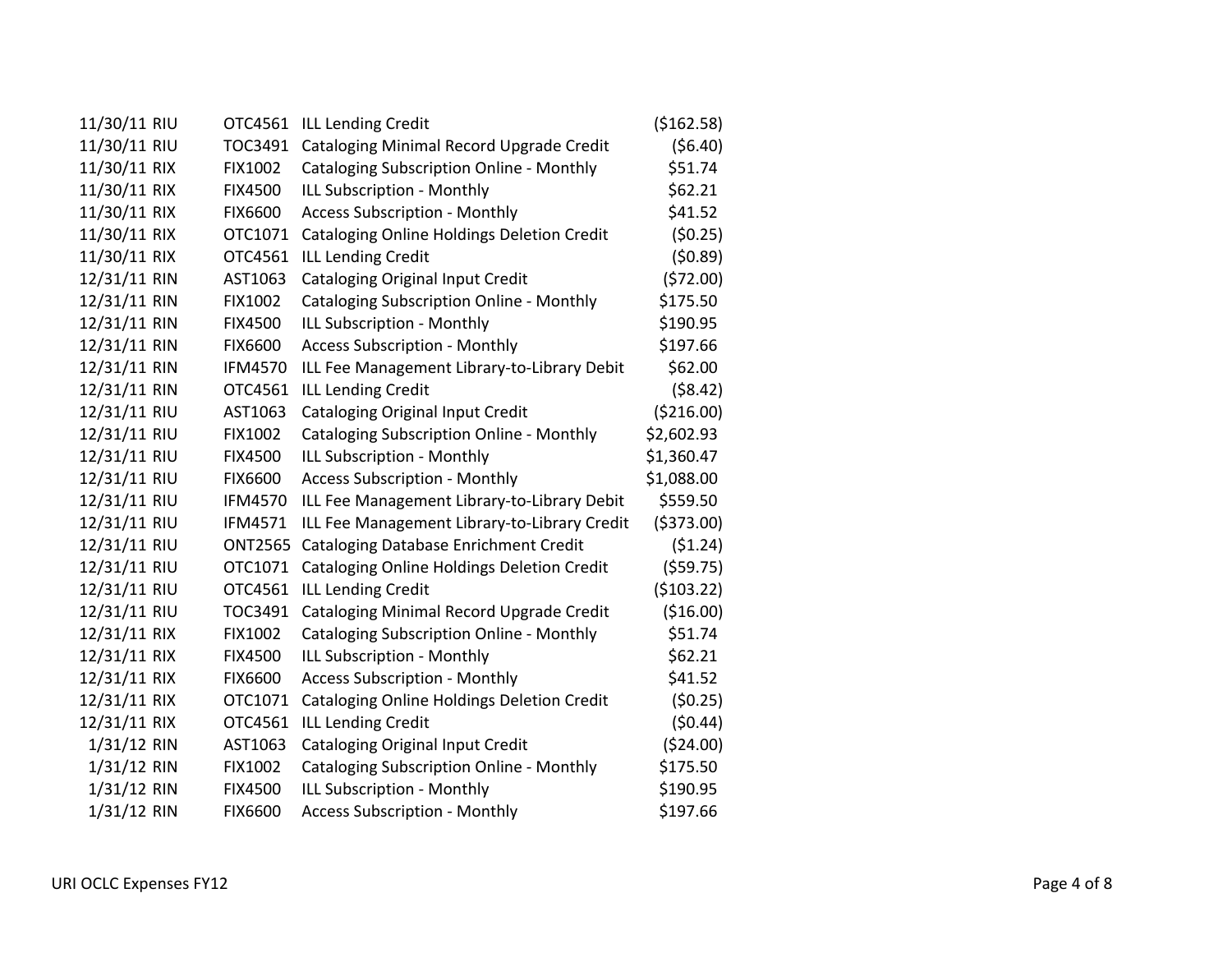| Date | Code | Item | Description | Amount |
|---|---|---|---|---|
| 11/30/11 | RIU | OTC4561 | ILL Lending Credit | ($162.58) |
| 11/30/11 | RIU | TOC3491 | Cataloging Minimal Record Upgrade Credit | ($6.40) |
| 11/30/11 | RIX | FIX1002 | Cataloging Subscription Online - Monthly | $51.74 |
| 11/30/11 | RIX | FIX4500 | ILL Subscription - Monthly | $62.21 |
| 11/30/11 | RIX | FIX6600 | Access Subscription - Monthly | $41.52 |
| 11/30/11 | RIX | OTC1071 | Cataloging Online Holdings Deletion Credit | ($0.25) |
| 11/30/11 | RIX | OTC4561 | ILL Lending Credit | ($0.89) |
| 12/31/11 | RIN | AST1063 | Cataloging Original Input Credit | ($72.00) |
| 12/31/11 | RIN | FIX1002 | Cataloging Subscription Online - Monthly | $175.50 |
| 12/31/11 | RIN | FIX4500 | ILL Subscription - Monthly | $190.95 |
| 12/31/11 | RIN | FIX6600 | Access Subscription - Monthly | $197.66 |
| 12/31/11 | RIN | IFM4570 | ILL Fee Management Library-to-Library Debit | $62.00 |
| 12/31/11 | RIN | OTC4561 | ILL Lending Credit | ($8.42) |
| 12/31/11 | RIU | AST1063 | Cataloging Original Input Credit | ($216.00) |
| 12/31/11 | RIU | FIX1002 | Cataloging Subscription Online - Monthly | $2,602.93 |
| 12/31/11 | RIU | FIX4500 | ILL Subscription - Monthly | $1,360.47 |
| 12/31/11 | RIU | FIX6600 | Access Subscription - Monthly | $1,088.00 |
| 12/31/11 | RIU | IFM4570 | ILL Fee Management Library-to-Library Debit | $559.50 |
| 12/31/11 | RIU | IFM4571 | ILL Fee Management Library-to-Library Credit | ($373.00) |
| 12/31/11 | RIU | ONT2565 | Cataloging Database Enrichment Credit | ($1.24) |
| 12/31/11 | RIU | OTC1071 | Cataloging Online Holdings Deletion Credit | ($59.75) |
| 12/31/11 | RIU | OTC4561 | ILL Lending Credit | ($103.22) |
| 12/31/11 | RIU | TOC3491 | Cataloging Minimal Record Upgrade Credit | ($16.00) |
| 12/31/11 | RIX | FIX1002 | Cataloging Subscription Online - Monthly | $51.74 |
| 12/31/11 | RIX | FIX4500 | ILL Subscription - Monthly | $62.21 |
| 12/31/11 | RIX | FIX6600 | Access Subscription - Monthly | $41.52 |
| 12/31/11 | RIX | OTC1071 | Cataloging Online Holdings Deletion Credit | ($0.25) |
| 12/31/11 | RIX | OTC4561 | ILL Lending Credit | ($0.44) |
| 1/31/12 | RIN | AST1063 | Cataloging Original Input Credit | ($24.00) |
| 1/31/12 | RIN | FIX1002 | Cataloging Subscription Online - Monthly | $175.50 |
| 1/31/12 | RIN | FIX4500 | ILL Subscription - Monthly | $190.95 |
| 1/31/12 | RIN | FIX6600 | Access Subscription - Monthly | $197.66 |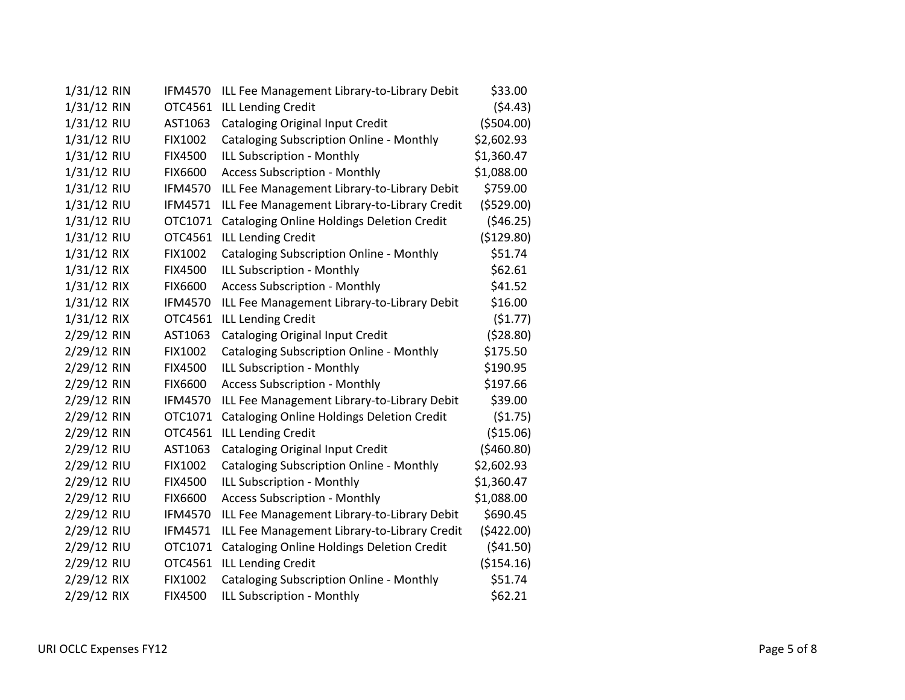| | | | | |
|---|---|---|---|---|
| 1/31/12 | RIN | IFM4570 | ILL Fee Management Library-to-Library Debit | $33.00 |
| 1/31/12 | RIN | OTC4561 | ILL Lending Credit | ($4.43) |
| 1/31/12 | RIU | AST1063 | Cataloging Original Input Credit | ($504.00) |
| 1/31/12 | RIU | FIX1002 | Cataloging Subscription Online - Monthly | $2,602.93 |
| 1/31/12 | RIU | FIX4500 | ILL Subscription - Monthly | $1,360.47 |
| 1/31/12 | RIU | FIX6600 | Access Subscription - Monthly | $1,088.00 |
| 1/31/12 | RIU | IFM4570 | ILL Fee Management Library-to-Library Debit | $759.00 |
| 1/31/12 | RIU | IFM4571 | ILL Fee Management Library-to-Library Credit | ($529.00) |
| 1/31/12 | RIU | OTC1071 | Cataloging Online Holdings Deletion Credit | ($46.25) |
| 1/31/12 | RIU | OTC4561 | ILL Lending Credit | ($129.80) |
| 1/31/12 | RIX | FIX1002 | Cataloging Subscription Online - Monthly | $51.74 |
| 1/31/12 | RIX | FIX4500 | ILL Subscription - Monthly | $62.61 |
| 1/31/12 | RIX | FIX6600 | Access Subscription - Monthly | $41.52 |
| 1/31/12 | RIX | IFM4570 | ILL Fee Management Library-to-Library Debit | $16.00 |
| 1/31/12 | RIX | OTC4561 | ILL Lending Credit | ($1.77) |
| 2/29/12 | RIN | AST1063 | Cataloging Original Input Credit | ($28.80) |
| 2/29/12 | RIN | FIX1002 | Cataloging Subscription Online - Monthly | $175.50 |
| 2/29/12 | RIN | FIX4500 | ILL Subscription - Monthly | $190.95 |
| 2/29/12 | RIN | FIX6600 | Access Subscription - Monthly | $197.66 |
| 2/29/12 | RIN | IFM4570 | ILL Fee Management Library-to-Library Debit | $39.00 |
| 2/29/12 | RIN | OTC1071 | Cataloging Online Holdings Deletion Credit | ($1.75) |
| 2/29/12 | RIN | OTC4561 | ILL Lending Credit | ($15.06) |
| 2/29/12 | RIU | AST1063 | Cataloging Original Input Credit | ($460.80) |
| 2/29/12 | RIU | FIX1002 | Cataloging Subscription Online - Monthly | $2,602.93 |
| 2/29/12 | RIU | FIX4500 | ILL Subscription - Monthly | $1,360.47 |
| 2/29/12 | RIU | FIX6600 | Access Subscription - Monthly | $1,088.00 |
| 2/29/12 | RIU | IFM4570 | ILL Fee Management Library-to-Library Debit | $690.45 |
| 2/29/12 | RIU | IFM4571 | ILL Fee Management Library-to-Library Credit | ($422.00) |
| 2/29/12 | RIU | OTC1071 | Cataloging Online Holdings Deletion Credit | ($41.50) |
| 2/29/12 | RIU | OTC4561 | ILL Lending Credit | ($154.16) |
| 2/29/12 | RIX | FIX1002 | Cataloging Subscription Online - Monthly | $51.74 |
| 2/29/12 | RIX | FIX4500 | ILL Subscription - Monthly | $62.21 |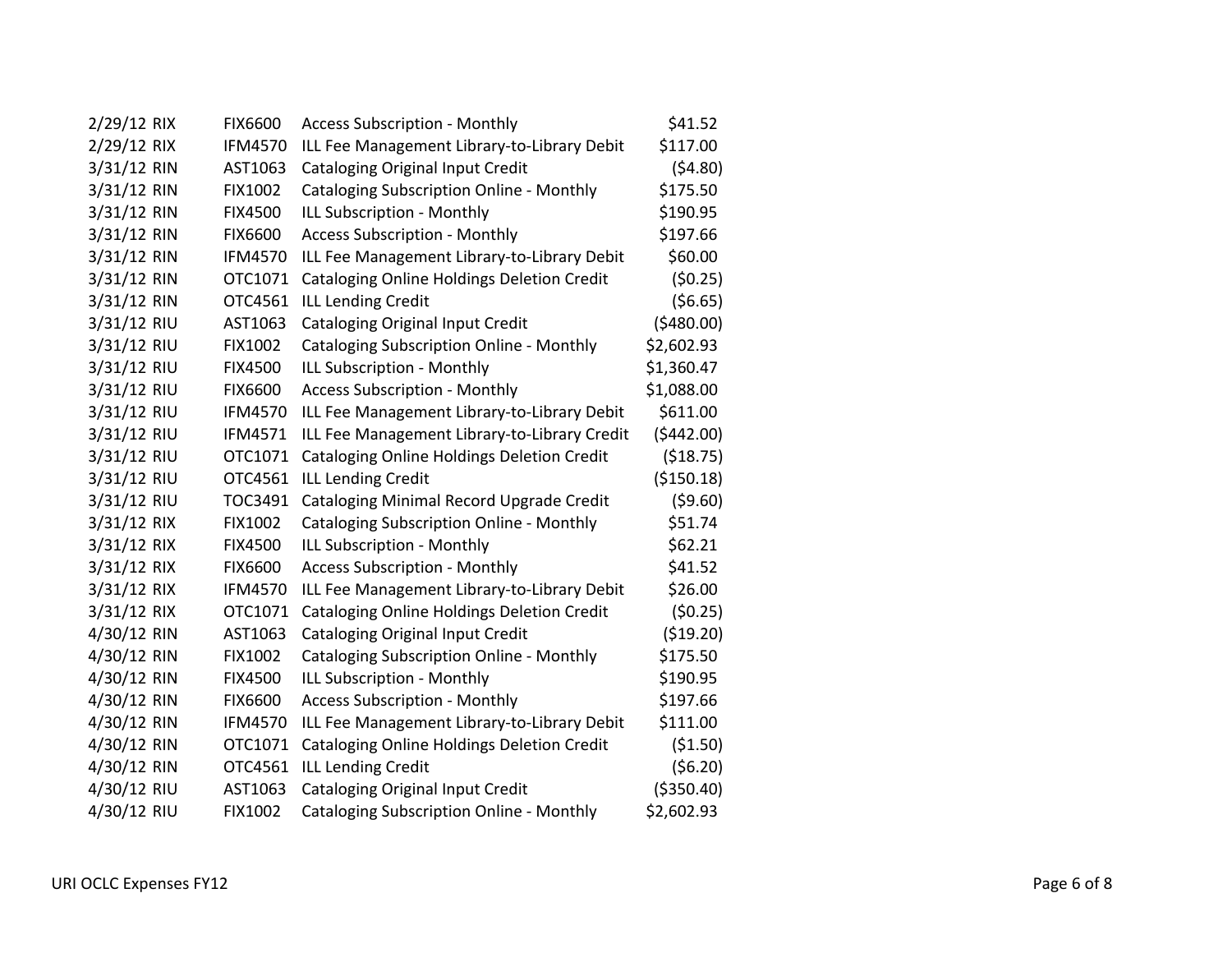| | | | | |
|---|---|---|---|---|
| 2/29/12 | RIX | FIX6600 | Access Subscription - Monthly | $41.52 |
| 2/29/12 | RIX | IFM4570 | ILL Fee Management Library-to-Library Debit | $117.00 |
| 3/31/12 | RIN | AST1063 | Cataloging Original Input Credit | ($4.80) |
| 3/31/12 | RIN | FIX1002 | Cataloging Subscription Online - Monthly | $175.50 |
| 3/31/12 | RIN | FIX4500 | ILL Subscription - Monthly | $190.95 |
| 3/31/12 | RIN | FIX6600 | Access Subscription - Monthly | $197.66 |
| 3/31/12 | RIN | IFM4570 | ILL Fee Management Library-to-Library Debit | $60.00 |
| 3/31/12 | RIN | OTC1071 | Cataloging Online Holdings Deletion Credit | ($0.25) |
| 3/31/12 | RIN | OTC4561 | ILL Lending Credit | ($6.65) |
| 3/31/12 | RIU | AST1063 | Cataloging Original Input Credit | ($480.00) |
| 3/31/12 | RIU | FIX1002 | Cataloging Subscription Online - Monthly | $2,602.93 |
| 3/31/12 | RIU | FIX4500 | ILL Subscription - Monthly | $1,360.47 |
| 3/31/12 | RIU | FIX6600 | Access Subscription - Monthly | $1,088.00 |
| 3/31/12 | RIU | IFM4570 | ILL Fee Management Library-to-Library Debit | $611.00 |
| 3/31/12 | RIU | IFM4571 | ILL Fee Management Library-to-Library Credit | ($442.00) |
| 3/31/12 | RIU | OTC1071 | Cataloging Online Holdings Deletion Credit | ($18.75) |
| 3/31/12 | RIU | OTC4561 | ILL Lending Credit | ($150.18) |
| 3/31/12 | RIU | TOC3491 | Cataloging Minimal Record Upgrade Credit | ($9.60) |
| 3/31/12 | RIX | FIX1002 | Cataloging Subscription Online - Monthly | $51.74 |
| 3/31/12 | RIX | FIX4500 | ILL Subscription - Monthly | $62.21 |
| 3/31/12 | RIX | FIX6600 | Access Subscription - Monthly | $41.52 |
| 3/31/12 | RIX | IFM4570 | ILL Fee Management Library-to-Library Debit | $26.00 |
| 3/31/12 | RIX | OTC1071 | Cataloging Online Holdings Deletion Credit | ($0.25) |
| 4/30/12 | RIN | AST1063 | Cataloging Original Input Credit | ($19.20) |
| 4/30/12 | RIN | FIX1002 | Cataloging Subscription Online - Monthly | $175.50 |
| 4/30/12 | RIN | FIX4500 | ILL Subscription - Monthly | $190.95 |
| 4/30/12 | RIN | FIX6600 | Access Subscription - Monthly | $197.66 |
| 4/30/12 | RIN | IFM4570 | ILL Fee Management Library-to-Library Debit | $111.00 |
| 4/30/12 | RIN | OTC1071 | Cataloging Online Holdings Deletion Credit | ($1.50) |
| 4/30/12 | RIN | OTC4561 | ILL Lending Credit | ($6.20) |
| 4/30/12 | RIU | AST1063 | Cataloging Original Input Credit | ($350.40) |
| 4/30/12 | RIU | FIX1002 | Cataloging Subscription Online - Monthly | $2,602.93 |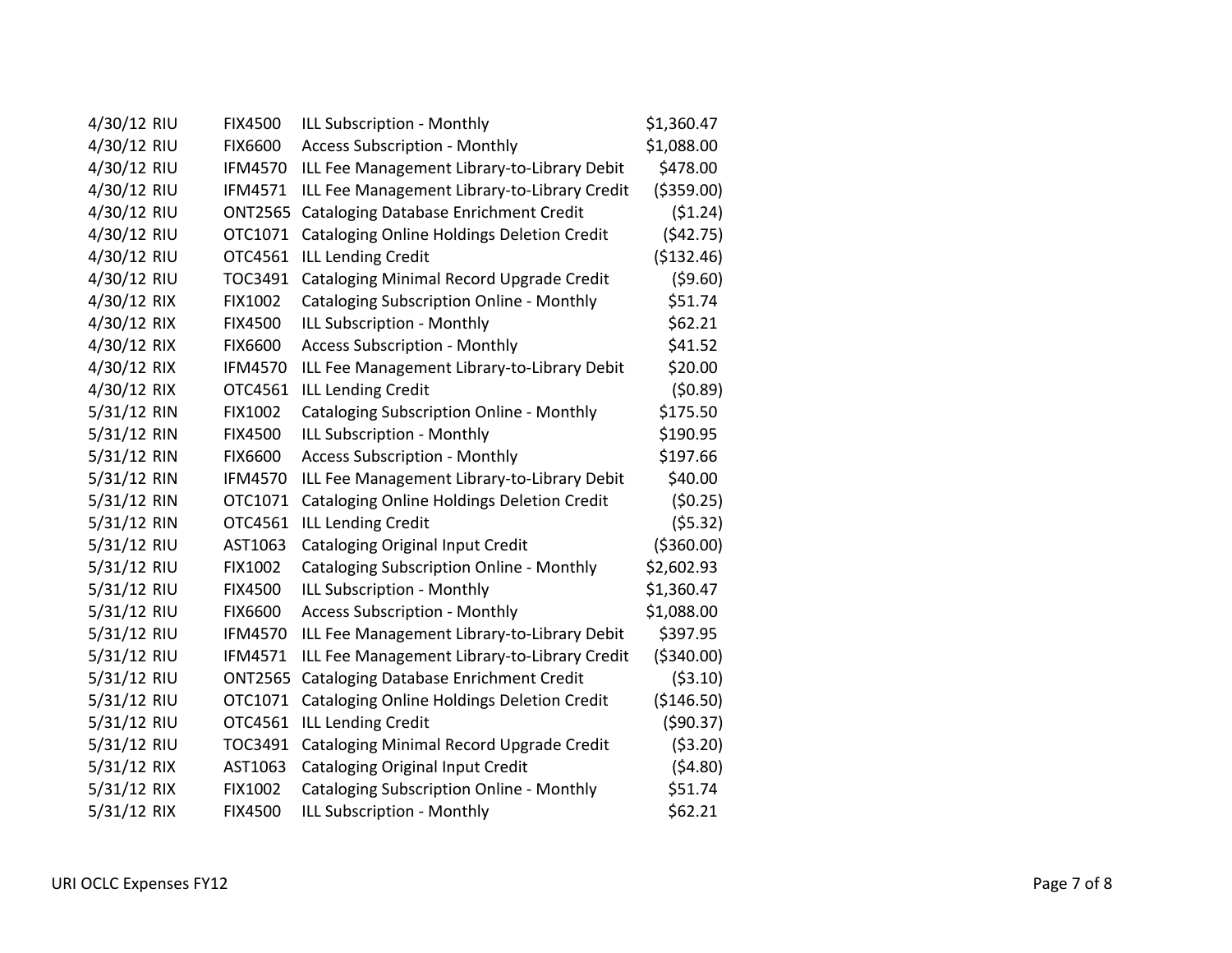| | | | | |
|---|---|---|---|---|
| 4/30/12 | RIU | FIX4500 | ILL Subscription - Monthly | $1,360.47 |
| 4/30/12 | RIU | FIX6600 | Access Subscription - Monthly | $1,088.00 |
| 4/30/12 | RIU | IFM4570 | ILL Fee Management Library-to-Library Debit | $478.00 |
| 4/30/12 | RIU | IFM4571 | ILL Fee Management Library-to-Library Credit | ($359.00) |
| 4/30/12 | RIU | ONT2565 | Cataloging Database Enrichment Credit | ($1.24) |
| 4/30/12 | RIU | OTC1071 | Cataloging Online Holdings Deletion Credit | ($42.75) |
| 4/30/12 | RIU | OTC4561 | ILL Lending Credit | ($132.46) |
| 4/30/12 | RIU | TOC3491 | Cataloging Minimal Record Upgrade Credit | ($9.60) |
| 4/30/12 | RIX | FIX1002 | Cataloging Subscription Online - Monthly | $51.74 |
| 4/30/12 | RIX | FIX4500 | ILL Subscription - Monthly | $62.21 |
| 4/30/12 | RIX | FIX6600 | Access Subscription - Monthly | $41.52 |
| 4/30/12 | RIX | IFM4570 | ILL Fee Management Library-to-Library Debit | $20.00 |
| 4/30/12 | RIX | OTC4561 | ILL Lending Credit | ($0.89) |
| 5/31/12 | RIN | FIX1002 | Cataloging Subscription Online - Monthly | $175.50 |
| 5/31/12 | RIN | FIX4500 | ILL Subscription - Monthly | $190.95 |
| 5/31/12 | RIN | FIX6600 | Access Subscription - Monthly | $197.66 |
| 5/31/12 | RIN | IFM4570 | ILL Fee Management Library-to-Library Debit | $40.00 |
| 5/31/12 | RIN | OTC1071 | Cataloging Online Holdings Deletion Credit | ($0.25) |
| 5/31/12 | RIN | OTC4561 | ILL Lending Credit | ($5.32) |
| 5/31/12 | RIU | AST1063 | Cataloging Original Input Credit | ($360.00) |
| 5/31/12 | RIU | FIX1002 | Cataloging Subscription Online - Monthly | $2,602.93 |
| 5/31/12 | RIU | FIX4500 | ILL Subscription - Monthly | $1,360.47 |
| 5/31/12 | RIU | FIX6600 | Access Subscription - Monthly | $1,088.00 |
| 5/31/12 | RIU | IFM4570 | ILL Fee Management Library-to-Library Debit | $397.95 |
| 5/31/12 | RIU | IFM4571 | ILL Fee Management Library-to-Library Credit | ($340.00) |
| 5/31/12 | RIU | ONT2565 | Cataloging Database Enrichment Credit | ($3.10) |
| 5/31/12 | RIU | OTC1071 | Cataloging Online Holdings Deletion Credit | ($146.50) |
| 5/31/12 | RIU | OTC4561 | ILL Lending Credit | ($90.37) |
| 5/31/12 | RIU | TOC3491 | Cataloging Minimal Record Upgrade Credit | ($3.20) |
| 5/31/12 | RIX | AST1063 | Cataloging Original Input Credit | ($4.80) |
| 5/31/12 | RIX | FIX1002 | Cataloging Subscription Online - Monthly | $51.74 |
| 5/31/12 | RIX | FIX4500 | ILL Subscription - Monthly | $62.21 |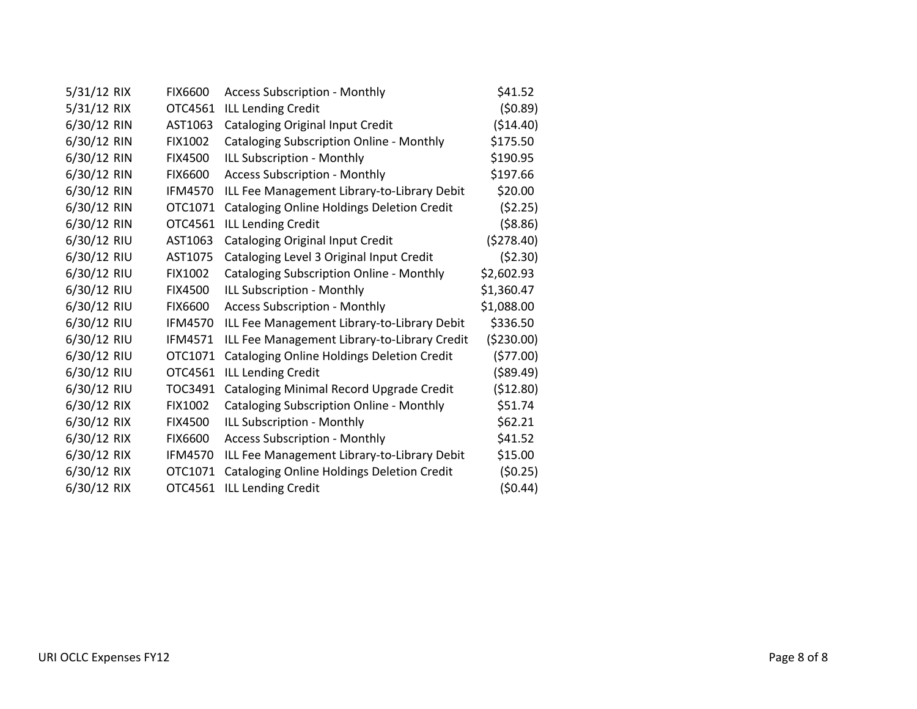| | | | | |
|---|---|---|---|---|
| 5/31/12 | RIX | FIX6600 | Access Subscription - Monthly | $41.52 |
| 5/31/12 | RIX | OTC4561 | ILL Lending Credit | ($0.89) |
| 6/30/12 | RIN | AST1063 | Cataloging Original Input Credit | ($14.40) |
| 6/30/12 | RIN | FIX1002 | Cataloging Subscription Online - Monthly | $175.50 |
| 6/30/12 | RIN | FIX4500 | ILL Subscription - Monthly | $190.95 |
| 6/30/12 | RIN | FIX6600 | Access Subscription - Monthly | $197.66 |
| 6/30/12 | RIN | IFM4570 | ILL Fee Management Library-to-Library Debit | $20.00 |
| 6/30/12 | RIN | OTC1071 | Cataloging Online Holdings Deletion Credit | ($2.25) |
| 6/30/12 | RIN | OTC4561 | ILL Lending Credit | ($8.86) |
| 6/30/12 | RIU | AST1063 | Cataloging Original Input Credit | ($278.40) |
| 6/30/12 | RIU | AST1075 | Cataloging Level 3 Original Input Credit | ($2.30) |
| 6/30/12 | RIU | FIX1002 | Cataloging Subscription Online - Monthly | $2,602.93 |
| 6/30/12 | RIU | FIX4500 | ILL Subscription - Monthly | $1,360.47 |
| 6/30/12 | RIU | FIX6600 | Access Subscription - Monthly | $1,088.00 |
| 6/30/12 | RIU | IFM4570 | ILL Fee Management Library-to-Library Debit | $336.50 |
| 6/30/12 | RIU | IFM4571 | ILL Fee Management Library-to-Library Credit | ($230.00) |
| 6/30/12 | RIU | OTC1071 | Cataloging Online Holdings Deletion Credit | ($77.00) |
| 6/30/12 | RIU | OTC4561 | ILL Lending Credit | ($89.49) |
| 6/30/12 | RIU | TOC3491 | Cataloging Minimal Record Upgrade Credit | ($12.80) |
| 6/30/12 | RIX | FIX1002 | Cataloging Subscription Online - Monthly | $51.74 |
| 6/30/12 | RIX | FIX4500 | ILL Subscription - Monthly | $62.21 |
| 6/30/12 | RIX | FIX6600 | Access Subscription - Monthly | $41.52 |
| 6/30/12 | RIX | IFM4570 | ILL Fee Management Library-to-Library Debit | $15.00 |
| 6/30/12 | RIX | OTC1071 | Cataloging Online Holdings Deletion Credit | ($0.25) |
| 6/30/12 | RIX | OTC4561 | ILL Lending Credit | ($0.44) |